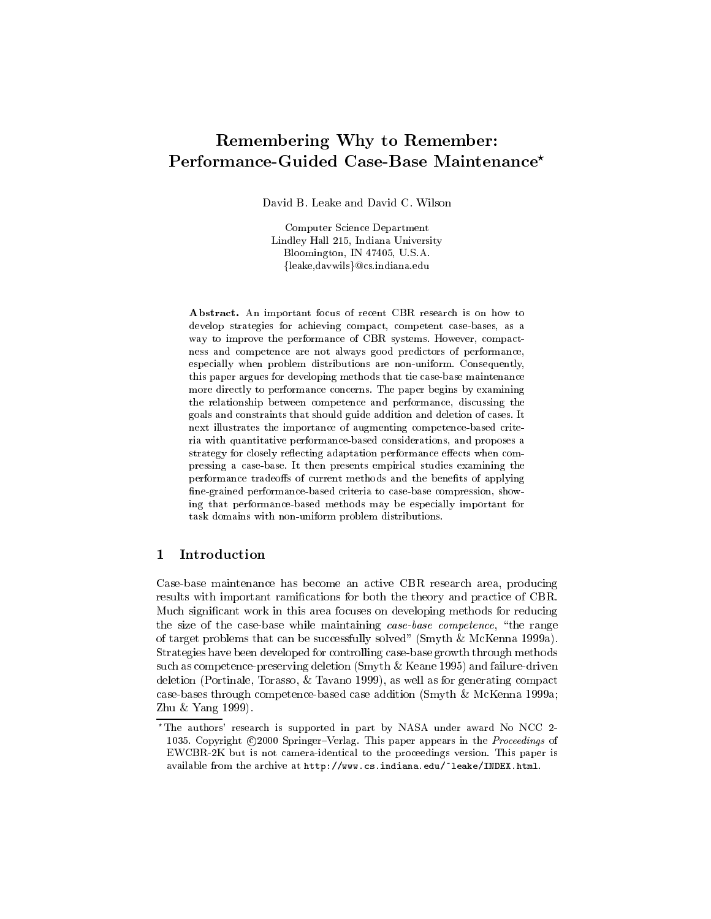# Remembering Why to Remember: Performance-Guided Case-Base Maintenance*

David B. Leake and David C. Wilson

Computer Science Department
Lindley Hall 215, Indiana University
Bloomington, IN 47405, U.S.A.
{leake,davwils}@cs.indiana.edu

**Abstract.** An important focus of recent CBR research is on how to develop strategies for achieving compact, competent case-bases, as a way to improve the performance of CBR systems. However, compactness and competence are not always good predictors of performance, especially when problem distributions are non-uniform. Consequently, this paper argues for developing methods that tie case-base maintenance more directly to performance concerns. The paper begins by examining the relationship between competence and performance, discussing the goals and constraints that should guide addition and deletion of cases. It next illustrates the importance of augmenting competence-based criteria with quantitative performance-based considerations, and proposes a strategy for closely reflecting adaptation performance effects when compressing a case-base. It then presents empirical studies examining the performance tradeoffs of current methods and the benefits of applying fine-grained performance-based criteria to case-base compression, showing that performance-based methods may be especially important for task domains with non-uniform problem distributions.

## 1 Introduction

Case-base maintenance has become an active CBR research area, producing results with important ramifications for both the theory and practice of CBR. Much significant work in this area focuses on developing methods for reducing the size of the case-base while maintaining *case-base competence*, "the range of target problems that can be successfully solved" (Smyth & McKenna 1999a). Strategies have been developed for controlling case-base growth through methods such as competence-preserving deletion (Smyth & Keane 1995) and failure-driven deletion (Portinale, Torasso, & Tavano 1999), as well as for generating compact case-bases through competence-based case addition (Smyth & McKenna 1999a; Zhu & Yang 1999).

---

* The authors' research is supported in part by NASA under award No NCC 2-1035. Copyright ©2000 Springer–Verlag. This paper appears in the *Proceedings* of EWCBR-2K but is not camera-identical to the proceedings version. This paper is available from the archive at http://www.cs.indiana.edu/~leake/INDEX.html.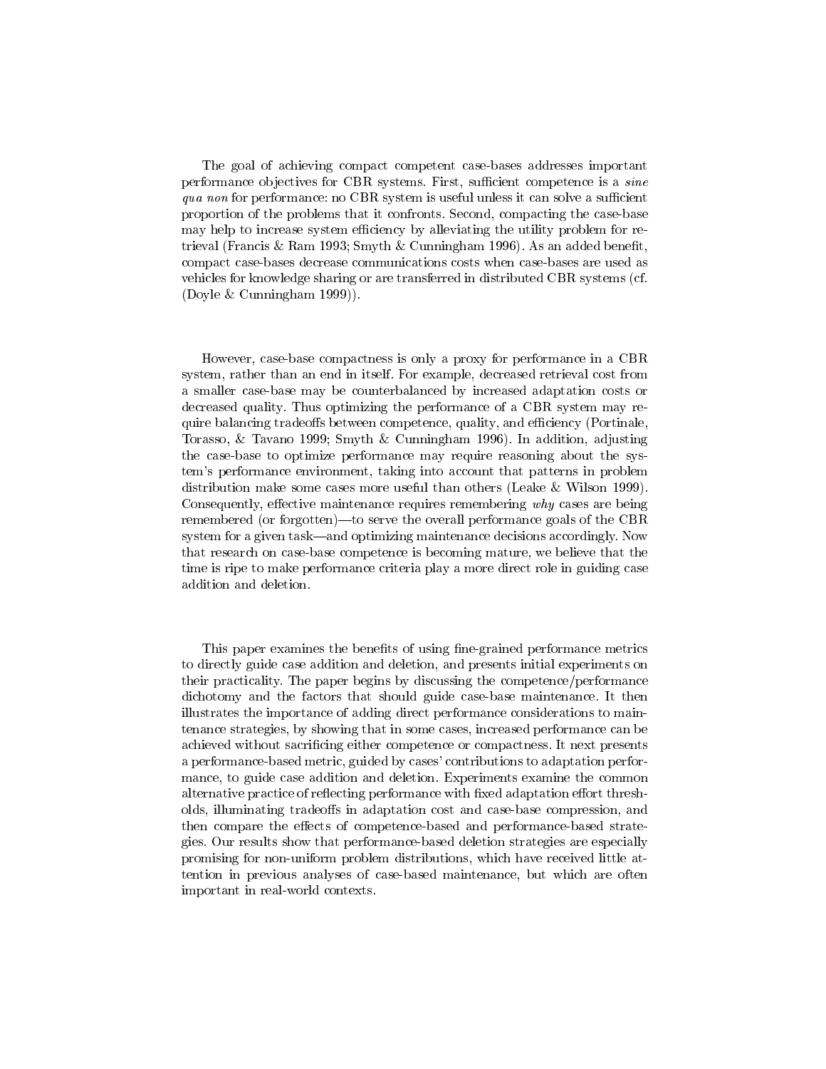The goal of achieving compact competent case-bases addresses important performance objectives for CBR systems. First, sufficient competence is a *sine qua non* for performance: no CBR system is useful unless it can solve a sufficient proportion of the problems that it confronts. Second, compacting the case-base may help to increase system efficiency by alleviating the utility problem for retrieval (Francis & Ram 1993; Smyth & Cunningham 1996). As an added benefit, compact case-bases decrease communications costs when case-bases are used as vehicles for knowledge sharing or are transferred in distributed CBR systems (cf. (Doyle & Cunningham 1999)).

However, case-base compactness is only a proxy for performance in a CBR system, rather than an end in itself. For example, decreased retrieval cost from a smaller case-base may be counterbalanced by increased adaptation costs or decreased quality. Thus optimizing the performance of a CBR system may require balancing tradeoffs between competence, quality, and efficiency (Portinale, Torasso, & Tavano 1999; Smyth & Cunningham 1996). In addition, adjusting the case-base to optimize performance may require reasoning about the system's performance environment, taking into account that patterns in problem distribution make some cases more useful than others (Leake & Wilson 1999). Consequently, effective maintenance requires remembering *why* cases are being remembered (or forgotten)—to serve the overall performance goals of the CBR system for a given task—and optimizing maintenance decisions accordingly. Now that research on case-base competence is becoming mature, we believe that the time is ripe to make performance criteria play a more direct role in guiding case addition and deletion.

This paper examines the benefits of using fine-grained performance metrics to directly guide case addition and deletion, and presents initial experiments on their practicality. The paper begins by discussing the competence/performance dichotomy and the factors that should guide case-base maintenance. It then illustrates the importance of adding direct performance considerations to maintenance strategies, by showing that in some cases, increased performance can be achieved without sacrificing either competence or compactness. It next presents a performance-based metric, guided by cases' contributions to adaptation performance, to guide case addition and deletion. Experiments examine the common alternative practice of reflecting performance with fixed adaptation effort thresholds, illuminating tradeoffs in adaptation cost and case-base compression, and then compare the effects of competence-based and performance-based strategies. Our results show that performance-based deletion strategies are especially promising for non-uniform problem distributions, which have received little attention in previous analyses of case-based maintenance, but which are often important in real-world contexts.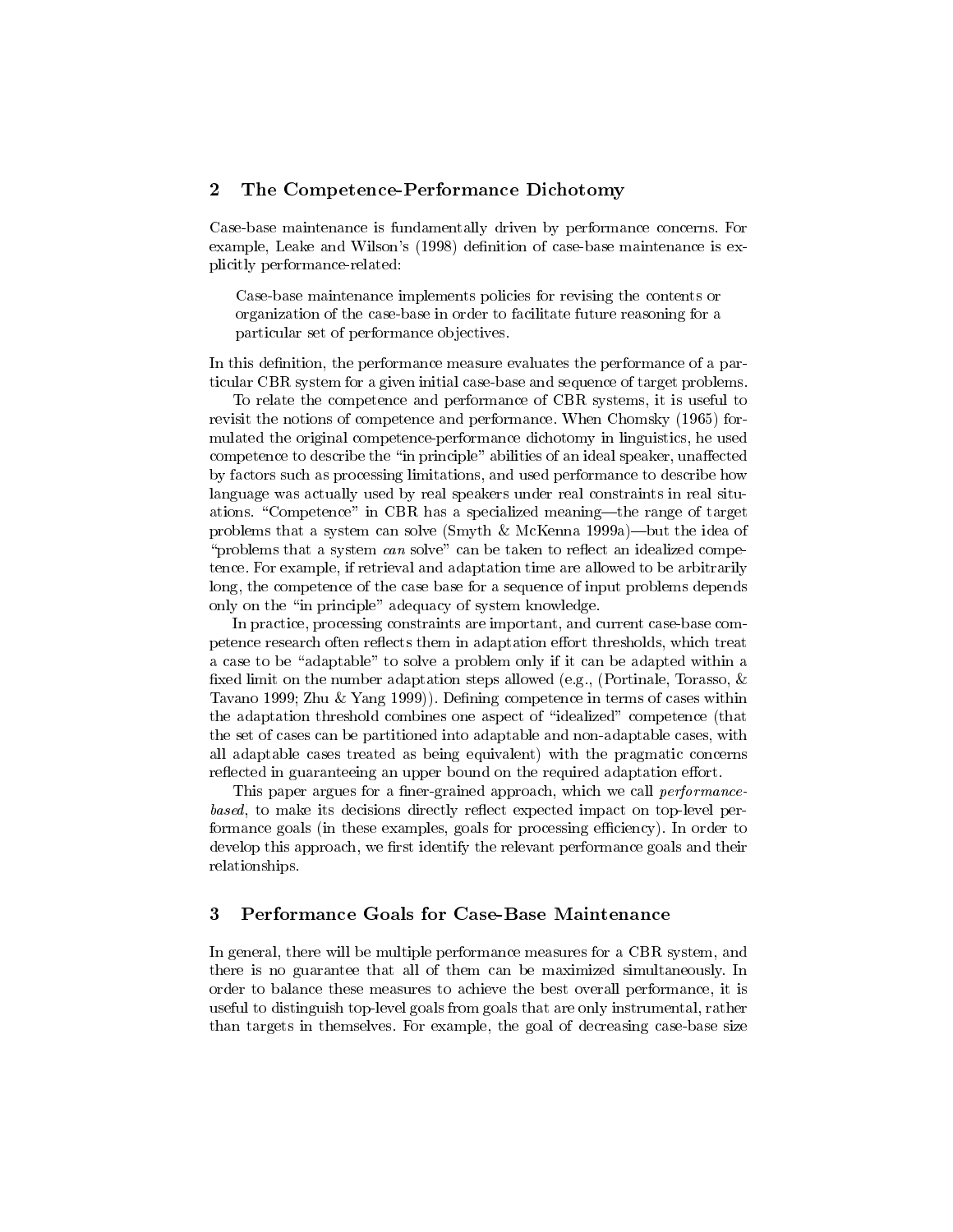## 2 The Competence-Performance Dichotomy

Case-base maintenance is fundamentally driven by performance concerns. For example, Leake and Wilson's (1998) definition of case-base maintenance is explicitly performance-related:

> Case-base maintenance implements policies for revising the contents or organization of the case-base in order to facilitate future reasoning for a particular set of performance objectives.

In this definition, the performance measure evaluates the performance of a particular CBR system for a given initial case-base and sequence of target problems.

To relate the competence and performance of CBR systems, it is useful to revisit the notions of competence and performance. When Chomsky (1965) formulated the original competence-performance dichotomy in linguistics, he used competence to describe the "in principle" abilities of an ideal speaker, unaffected by factors such as processing limitations, and used performance to describe how language was actually used by real speakers under real constraints in real situations. "Competence" in CBR has a specialized meaning—the range of target problems that a system can solve (Smyth & McKenna 1999a)—but the idea of "problems that a system *can* solve" can be taken to reflect an idealized competence. For example, if retrieval and adaptation time are allowed to be arbitrarily long, the competence of the case base for a sequence of input problems depends only on the "in principle" adequacy of system knowledge.

In practice, processing constraints are important, and current case-base competence research often reflects them in adaptation effort thresholds, which treat a case to be "adaptable" to solve a problem only if it can be adapted within a fixed limit on the number adaptation steps allowed (e.g., (Portinale, Torasso, & Tavano 1999; Zhu & Yang 1999)). Defining competence in terms of cases within the adaptation threshold combines one aspect of "idealized" competence (that the set of cases can be partitioned into adaptable and non-adaptable cases, with all adaptable cases treated as being equivalent) with the pragmatic concerns reflected in guaranteeing an upper bound on the required adaptation effort.

This paper argues for a finer-grained approach, which we call *performance-based*, to make its decisions directly reflect expected impact on top-level performance goals (in these examples, goals for processing efficiency). In order to develop this approach, we first identify the relevant performance goals and their relationships.

## 3 Performance Goals for Case-Base Maintenance

In general, there will be multiple performance measures for a CBR system, and there is no guarantee that all of them can be maximized simultaneously. In order to balance these measures to achieve the best overall performance, it is useful to distinguish top-level goals from goals that are only instrumental, rather than targets in themselves. For example, the goal of decreasing case-base size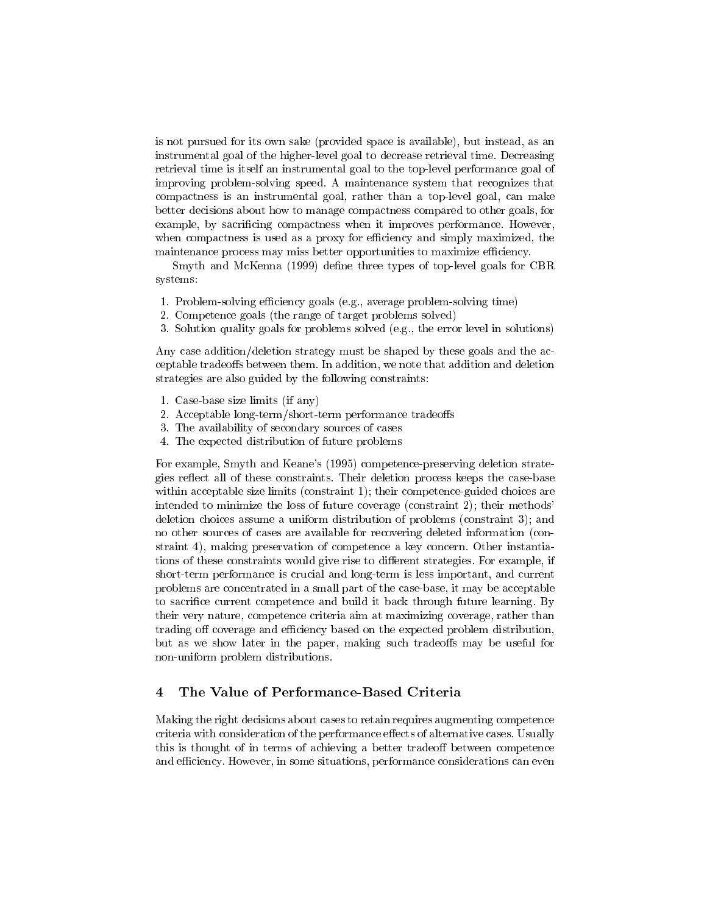is not pursued for its own sake (provided space is available), but instead, as an instrumental goal of the higher-level goal to decrease retrieval time. Decreasing retrieval time is itself an instrumental goal to the top-level performance goal of improving problem-solving speed. A maintenance system that recognizes that compactness is an instrumental goal, rather than a top-level goal, can make better decisions about how to manage compactness compared to other goals, for example, by sacrificing compactness when it improves performance. However, when compactness is used as a proxy for efficiency and simply maximized, the maintenance process may miss better opportunities to maximize efficiency.

Smyth and McKenna (1999) define three types of top-level goals for CBR systems:

1. Problem-solving efficiency goals (e.g., average problem-solving time)
2. Competence goals (the range of target problems solved)
3. Solution quality goals for problems solved (e.g., the error level in solutions)

Any case addition/deletion strategy must be shaped by these goals and the acceptable tradeoffs between them. In addition, we note that addition and deletion strategies are also guided by the following constraints:

1. Case-base size limits (if any)
2. Acceptable long-term/short-term performance tradeoffs
3. The availability of secondary sources of cases
4. The expected distribution of future problems

For example, Smyth and Keane's (1995) competence-preserving deletion strategies reflect all of these constraints. Their deletion process keeps the case-base within acceptable size limits (constraint 1); their competence-guided choices are intended to minimize the loss of future coverage (constraint 2); their methods' deletion choices assume a uniform distribution of problems (constraint 3); and no other sources of cases are available for recovering deleted information (constraint 4), making preservation of competence a key concern. Other instantiations of these constraints would give rise to different strategies. For example, if short-term performance is crucial and long-term is less important, and current problems are concentrated in a small part of the case-base, it may be acceptable to sacrifice current competence and build it back through future learning. By their very nature, competence criteria aim at maximizing coverage, rather than trading off coverage and efficiency based on the expected problem distribution, but as we show later in the paper, making such tradeoffs may be useful for non-uniform problem distributions.

## 4 The Value of Performance-Based Criteria

Making the right decisions about cases to retain requires augmenting competence criteria with consideration of the performance effects of alternative cases. Usually this is thought of in terms of achieving a better tradeoff between competence and efficiency. However, in some situations, performance considerations can even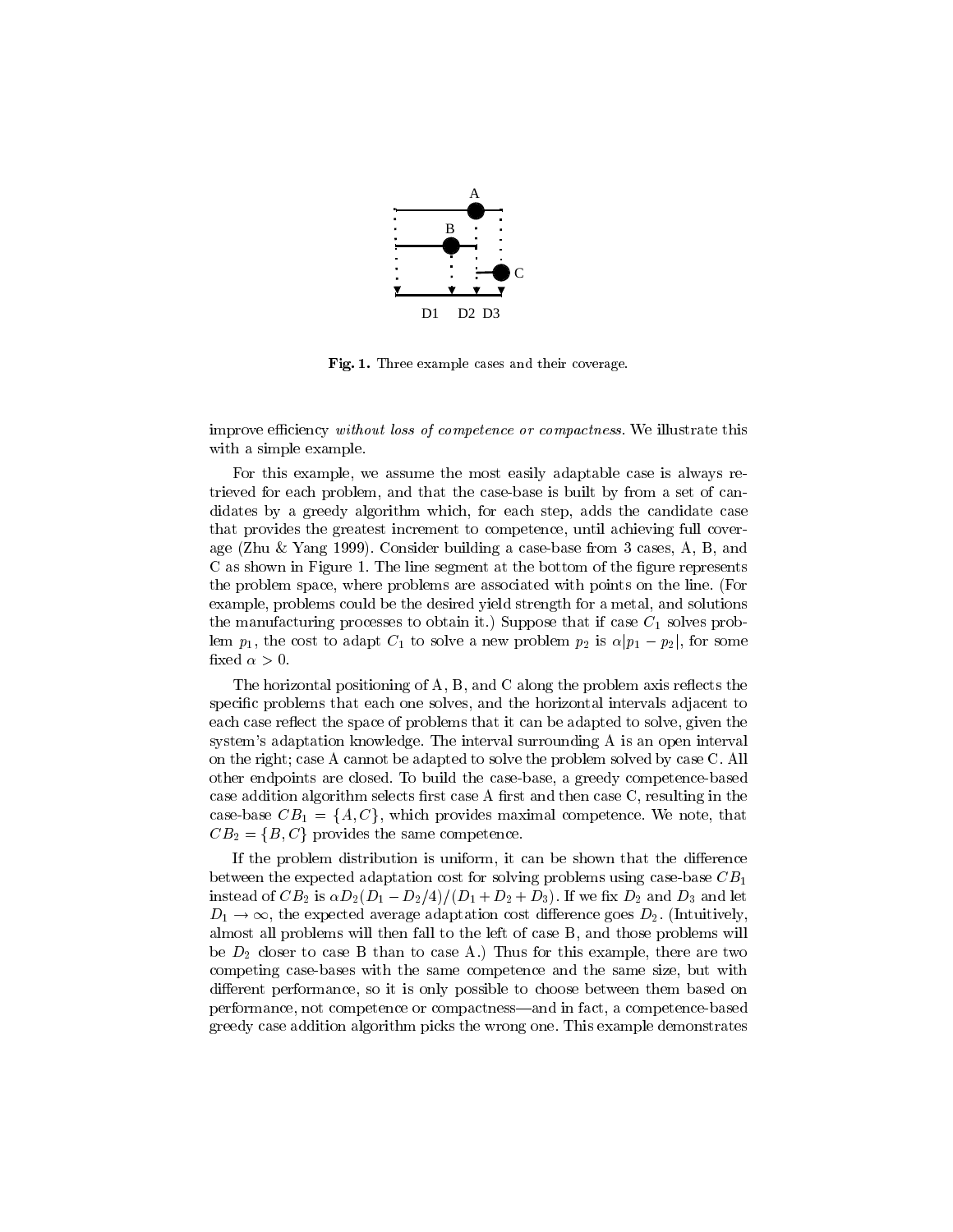**Fig. 1.** Three example cases and their coverage.

improve efficiency *without loss of competence or compactness*. We illustrate this with a simple example.

For this example, we assume the most easily adaptable case is always retrieved for each problem, and that the case-base is built by from a set of candidates by a greedy algorithm which, for each step, adds the candidate case that provides the greatest increment to competence, until achieving full coverage (Zhu & Yang 1999). Consider building a case-base from 3 cases, A, B, and C as shown in Figure 1. The line segment at the bottom of the figure represents the problem space, where problems are associated with points on the line. (For example, problems could be the desired yield strength for a metal, and solutions the manufacturing processes to obtain it.) Suppose that if case $C_1$ solves problem $p_1$, the cost to adapt $C_1$ to solve a new problem $p_2$ is $\alpha|p_1 - p_2|$, for some fixed $\alpha > 0$.

The horizontal positioning of A, B, and C along the problem axis reflects the specific problems that each one solves, and the horizontal intervals adjacent to each case reflect the space of problems that it can be adapted to solve, given the system's adaptation knowledge. The interval surrounding A is an open interval on the right; case A cannot be adapted to solve the problem solved by case C. All other endpoints are closed. To build the case-base, a greedy competence-based case addition algorithm selects first case A first and then case C, resulting in the case-base $CB_1 = \{A, C\}$, which provides maximal competence. We note, that $CB_2 = \{B, C\}$ provides the same competence.

If the problem distribution is uniform, it can be shown that the difference between the expected adaptation cost for solving problems using case-base $CB_1$ instead of $CB_2$ is $\alpha D_2(D_1 - D_2/4)/(D_1 + D_2 + D_3)$. If we fix $D_2$ and $D_3$ and let $D_1 \to \infty$, the expected average adaptation cost difference goes $D_2$. (Intuitively, almost all problems will then fall to the left of case B, and those problems will be $D_2$ closer to case B than to case A.) Thus for this example, there are two competing case-bases with the same competence and the same size, but with different performance, so it is only possible to choose between them based on performance, not competence or compactness—and in fact, a competence-based greedy case addition algorithm picks the wrong one. This example demonstrates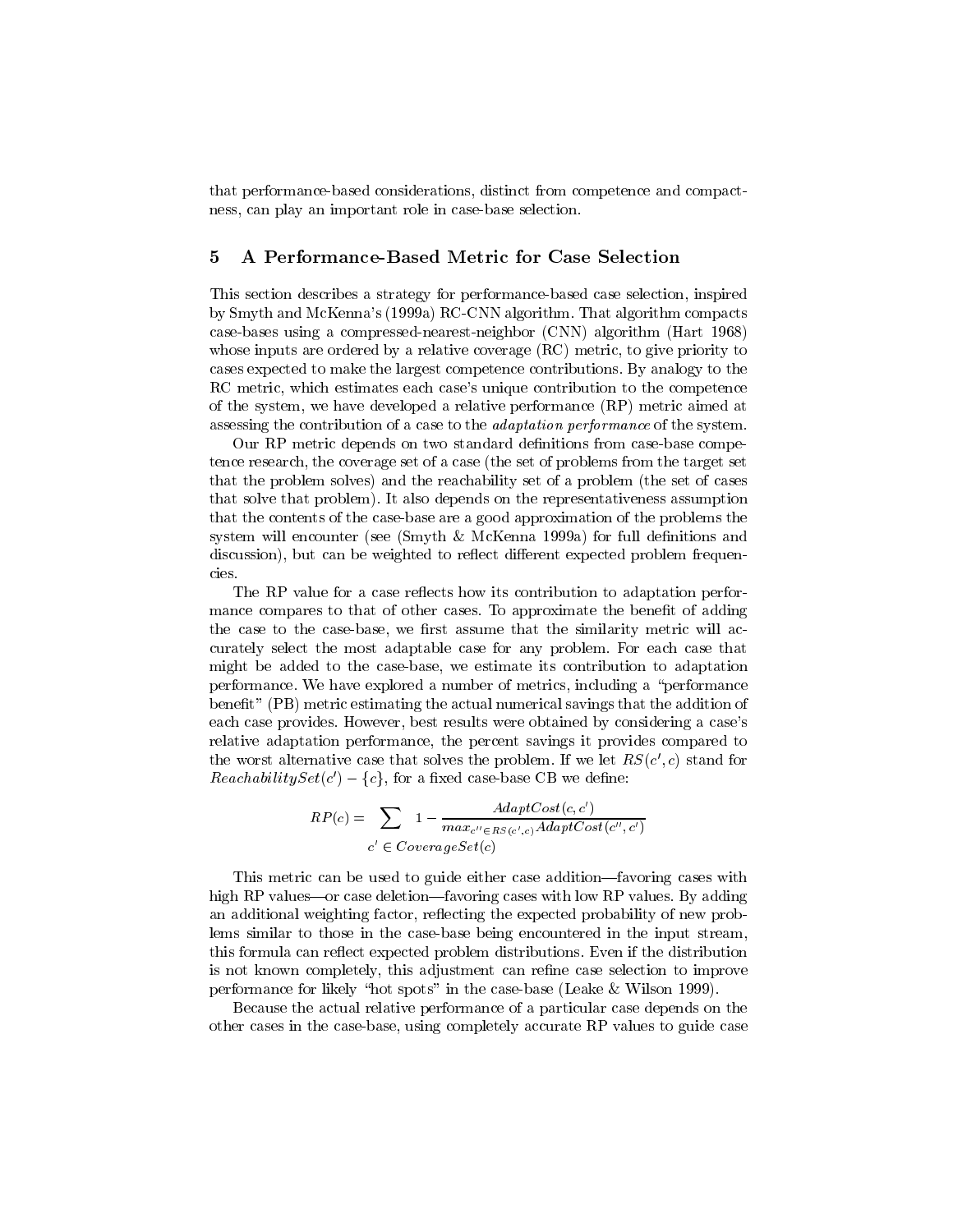that performance-based considerations, distinct from competence and compactness, can play an important role in case-base selection.

## 5 A Performance-Based Metric for Case Selection

This section describes a strategy for performance-based case selection, inspired by Smyth and McKenna's (1999a) RC-CNN algorithm. That algorithm compacts case-bases using a compressed-nearest-neighbor (CNN) algorithm (Hart 1968) whose inputs are ordered by a relative coverage (RC) metric, to give priority to cases expected to make the largest competence contributions. By analogy to the RC metric, which estimates each case's unique contribution to the competence of the system, we have developed a relative performance (RP) metric aimed at assessing the contribution of a case to the *adaptation performance* of the system.

Our RP metric depends on two standard definitions from case-base competence research, the coverage set of a case (the set of problems from the target set that the problem solves) and the reachability set of a problem (the set of cases that solve that problem). It also depends on the representativeness assumption that the contents of the case-base are a good approximation of the problems the system will encounter (see (Smyth & McKenna 1999a) for full definitions and discussion), but can be weighted to reflect different expected problem frequencies.

The RP value for a case reflects how its contribution to adaptation performance compares to that of other cases. To approximate the benefit of adding the case to the case-base, we first assume that the similarity metric will accurately select the most adaptable case for any problem. For each case that might be added to the case-base, we estimate its contribution to adaptation performance. We have explored a number of metrics, including a "performance benefit" (PB) metric estimating the actual numerical savings that the addition of each case provides. However, best results were obtained by considering a case's relative adaptation performance, the percent savings it provides compared to the worst alternative case that solves the problem. If we let $RS(c', c)$ stand for $ReachabilitySet(c') - \{c\}$, for a fixed case-base CB we define:

$$RP(c) = \sum_{c' \in CoverageSet(c)} 1 - \frac{AdaptCost(c, c')}{max_{c'' \in RS(c',c)} AdaptCost(c'', c')}$$

This metric can be used to guide either case addition—favoring cases with high RP values—or case deletion—favoring cases with low RP values. By adding an additional weighting factor, reflecting the expected probability of new problems similar to those in the case-base being encountered in the input stream, this formula can reflect expected problem distributions. Even if the distribution is not known completely, this adjustment can refine case selection to improve performance for likely "hot spots" in the case-base (Leake & Wilson 1999).

Because the actual relative performance of a particular case depends on the other cases in the case-base, using completely accurate RP values to guide case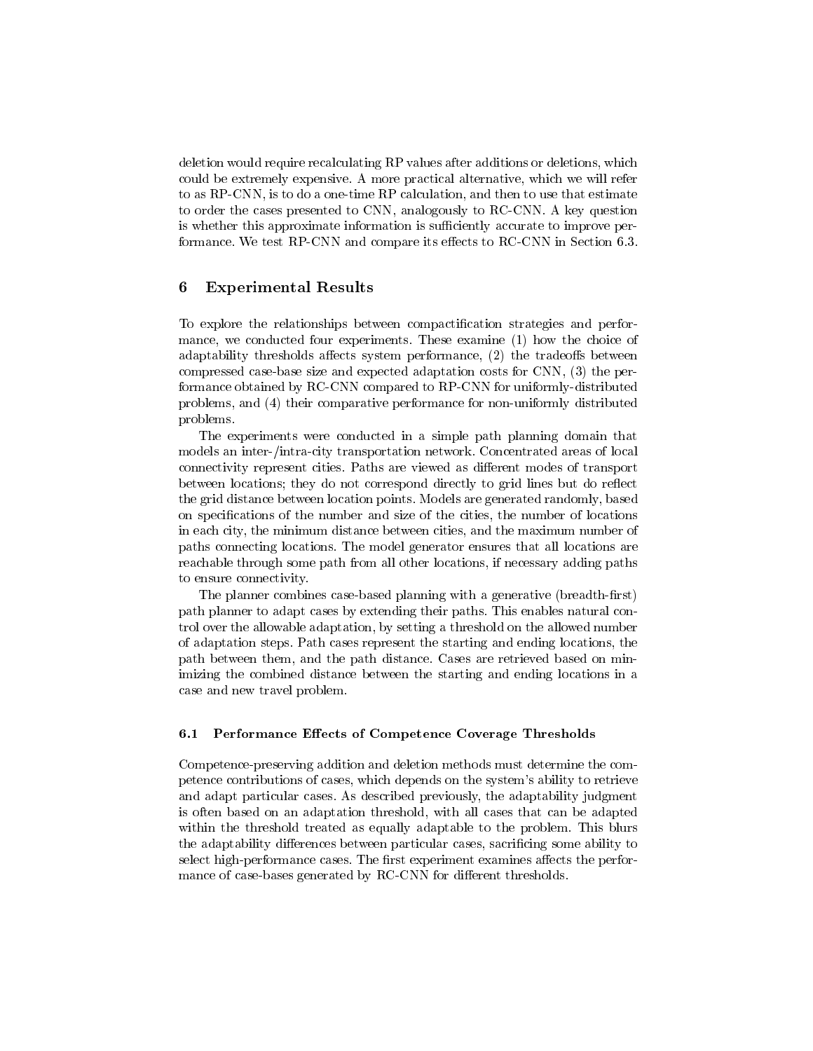deletion would require recalculating RP values after additions or deletions, which could be extremely expensive. A more practical alternative, which we will refer to as RP-CNN, is to do a one-time RP calculation, and then to use that estimate to order the cases presented to CNN, analogously to RC-CNN. A key question is whether this approximate information is sufficiently accurate to improve performance. We test RP-CNN and compare its effects to RC-CNN in Section 6.3.

## 6 Experimental Results

To explore the relationships between compactification strategies and performance, we conducted four experiments. These examine (1) how the choice of adaptability thresholds affects system performance, (2) the tradeoffs between compressed case-base size and expected adaptation costs for CNN, (3) the performance obtained by RC-CNN compared to RP-CNN for uniformly-distributed problems, and (4) their comparative performance for non-uniformly distributed problems.

The experiments were conducted in a simple path planning domain that models an inter-/intra-city transportation network. Concentrated areas of local connectivity represent cities. Paths are viewed as different modes of transport between locations; they do not correspond directly to grid lines but do reflect the grid distance between location points. Models are generated randomly, based on specifications of the number and size of the cities, the number of locations in each city, the minimum distance between cities, and the maximum number of paths connecting locations. The model generator ensures that all locations are reachable through some path from all other locations, if necessary adding paths to ensure connectivity.

The planner combines case-based planning with a generative (breadth-first) path planner to adapt cases by extending their paths. This enables natural control over the allowable adaptation, by setting a threshold on the allowed number of adaptation steps. Path cases represent the starting and ending locations, the path between them, and the path distance. Cases are retrieved based on minimizing the combined distance between the starting and ending locations in a case and new travel problem.

### 6.1 Performance Effects of Competence Coverage Thresholds

Competence-preserving addition and deletion methods must determine the competence contributions of cases, which depends on the system's ability to retrieve and adapt particular cases. As described previously, the adaptability judgment is often based on an adaptation threshold, with all cases that can be adapted within the threshold treated as equally adaptable to the problem. This blurs the adaptability differences between particular cases, sacrificing some ability to select high-performance cases. The first experiment examines affects the performance of case-bases generated by RC-CNN for different thresholds.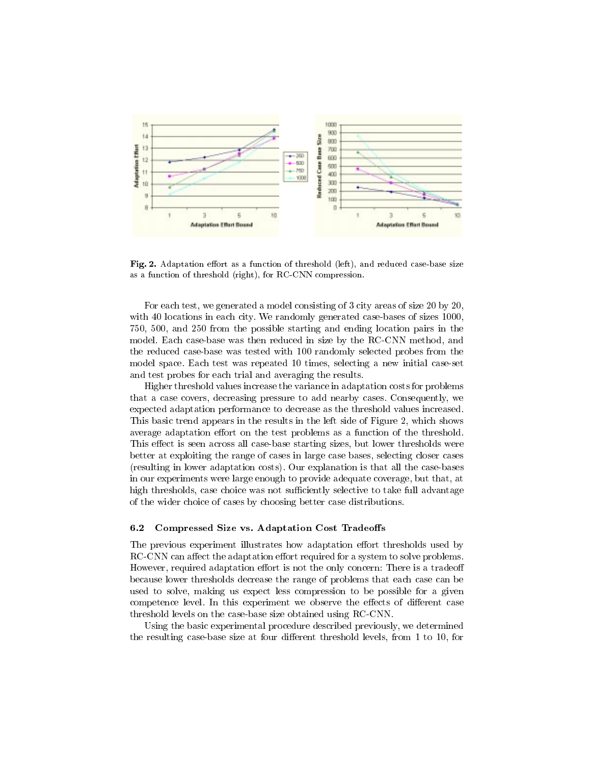**Fig. 2.** Adaptation effort as a function of threshold (left), and reduced case-base size as a function of threshold (right), for RC-CNN compression.

For each test, we generated a model consisting of 3 city areas of size 20 by 20, with 40 locations in each city. We randomly generated case-bases of sizes 1000, 750, 500, and 250 from the possible starting and ending location pairs in the model. Each case-base was then reduced in size by the RC-CNN method, and the reduced case-base was tested with 100 randomly selected probes from the model space. Each test was repeated 10 times, selecting a new initial case-set and test probes for each trial and averaging the results.

Higher threshold values increase the variance in adaptation costs for problems that a case covers, decreasing pressure to add nearby cases. Consequently, we expected adaptation performance to decrease as the threshold values increased. This basic trend appears in the results in the left side of Figure 2, which shows average adaptation effort on the test problems as a function of the threshold. This effect is seen across all case-base starting sizes, but lower thresholds were better at exploiting the range of cases in large case bases, selecting closer cases (resulting in lower adaptation costs). Our explanation is that all the case-bases in our experiments were large enough to provide adequate coverage, but that, at high thresholds, case choice was not sufficiently selective to take full advantage of the wider choice of cases by choosing better case distributions.

### 6.2 Compressed Size vs. Adaptation Cost Tradeoffs

The previous experiment illustrates how adaptation effort thresholds used by RC-CNN can affect the adaptation effort required for a system to solve problems. However, required adaptation effort is not the only concern: There is a tradeoff because lower thresholds decrease the range of problems that each case can be used to solve, making us expect less compression to be possible for a given competence level. In this experiment we observe the effects of different case threshold levels on the case-base size obtained using RC-CNN.

Using the basic experimental procedure described previously, we determined the resulting case-base size at four different threshold levels, from 1 to 10, for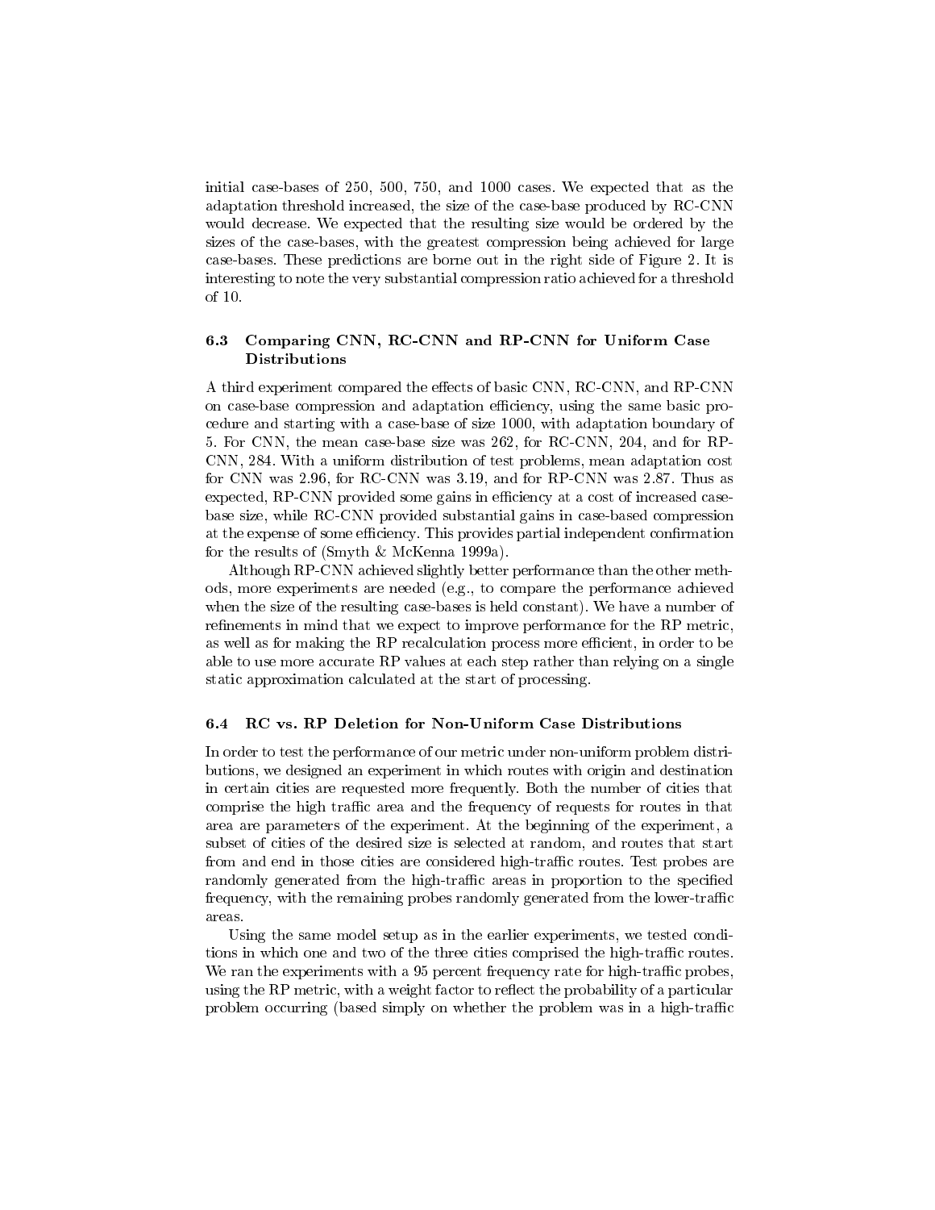initial case-bases of 250, 500, 750, and 1000 cases. We expected that as the adaptation threshold increased, the size of the case-base produced by RC-CNN would decrease. We expected that the resulting size would be ordered by the sizes of the case-bases, with the greatest compression being achieved for large case-bases. These predictions are borne out in the right side of Figure 2. It is interesting to note the very substantial compression ratio achieved for a threshold of 10.

### 6.3 Comparing CNN, RC-CNN and RP-CNN for Uniform Case Distributions

A third experiment compared the effects of basic CNN, RC-CNN, and RP-CNN on case-base compression and adaptation efficiency, using the same basic procedure and starting with a case-base of size 1000, with adaptation boundary of 5. For CNN, the mean case-base size was 262, for RC-CNN, 204, and for RP-CNN, 284. With a uniform distribution of test problems, mean adaptation cost for CNN was 2.96, for RC-CNN was 3.19, and for RP-CNN was 2.87. Thus as expected, RP-CNN provided some gains in efficiency at a cost of increased case-base size, while RC-CNN provided substantial gains in case-based compression at the expense of some efficiency. This provides partial independent confirmation for the results of (Smyth & McKenna 1999a).

Although RP-CNN achieved slightly better performance than the other methods, more experiments are needed (e.g., to compare the performance achieved when the size of the resulting case-bases is held constant). We have a number of refinements in mind that we expect to improve performance for the RP metric, as well as for making the RP recalculation process more efficient, in order to be able to use more accurate RP values at each step rather than relying on a single static approximation calculated at the start of processing.

### 6.4 RC vs. RP Deletion for Non-Uniform Case Distributions

In order to test the performance of our metric under non-uniform problem distributions, we designed an experiment in which routes with origin and destination in certain cities are requested more frequently. Both the number of cities that comprise the high traffic area and the frequency of requests for routes in that area are parameters of the experiment. At the beginning of the experiment, a subset of cities of the desired size is selected at random, and routes that start from and end in those cities are considered high-traffic routes. Test probes are randomly generated from the high-traffic areas in proportion to the specified frequency, with the remaining probes randomly generated from the lower-traffic areas.

Using the same model setup as in the earlier experiments, we tested conditions in which one and two of the three cities comprised the high-traffic routes. We ran the experiments with a 95 percent frequency rate for high-traffic probes, using the RP metric, with a weight factor to reflect the probability of a particular problem occurring (based simply on whether the problem was in a high-traffic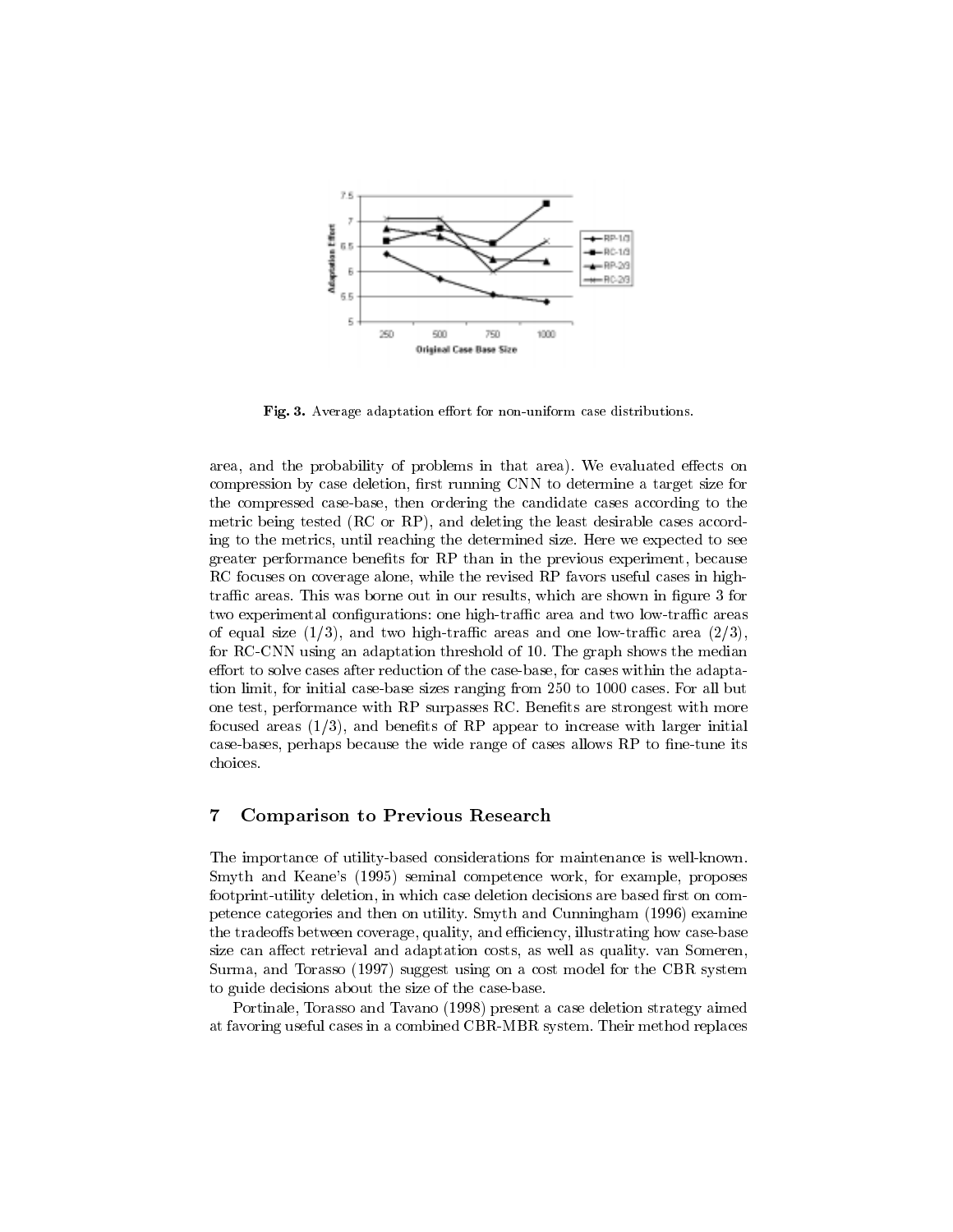Fig. 3. Average adaptation effort for non-uniform case distributions.

area, and the probability of problems in that area). We evaluated effects on compression by case deletion, first running CNN to determine a target size for the compressed case-base, then ordering the candidate cases according to the metric being tested (RC or RP), and deleting the least desirable cases according to the metrics, until reaching the determined size. Here we expected to see greater performance benefits for RP than in the previous experiment, because RC focuses on coverage alone, while the revised RP favors useful cases in high-traffic areas. This was borne out in our results, which are shown in figure 3 for two experimental configurations: one high-traffic area and two low-traffic areas of equal size (1/3), and two high-traffic areas and one low-traffic area (2/3), for RC-CNN using an adaptation threshold of 10. The graph shows the median effort to solve cases after reduction of the case-base, for cases within the adaptation limit, for initial case-base sizes ranging from 250 to 1000 cases. For all but one test, performance with RP surpasses RC. Benefits are strongest with more focused areas (1/3), and benefits of RP appear to increase with larger initial case-bases, perhaps because the wide range of cases allows RP to fine-tune its choices.

## 7 Comparison to Previous Research

The importance of utility-based considerations for maintenance is well-known. Smyth and Keane's (1995) seminal competence work, for example, proposes footprint-utility deletion, in which case deletion decisions are based first on competence categories and then on utility. Smyth and Cunningham (1996) examine the tradeoffs between coverage, quality, and efficiency, illustrating how case-base size can affect retrieval and adaptation costs, as well as quality. van Someren, Surma, and Torasso (1997) suggest using on a cost model for the CBR system to guide decisions about the size of the case-base.

Portinale, Torasso and Tavano (1998) present a case deletion strategy aimed at favoring useful cases in a combined CBR-MBR system. Their method replaces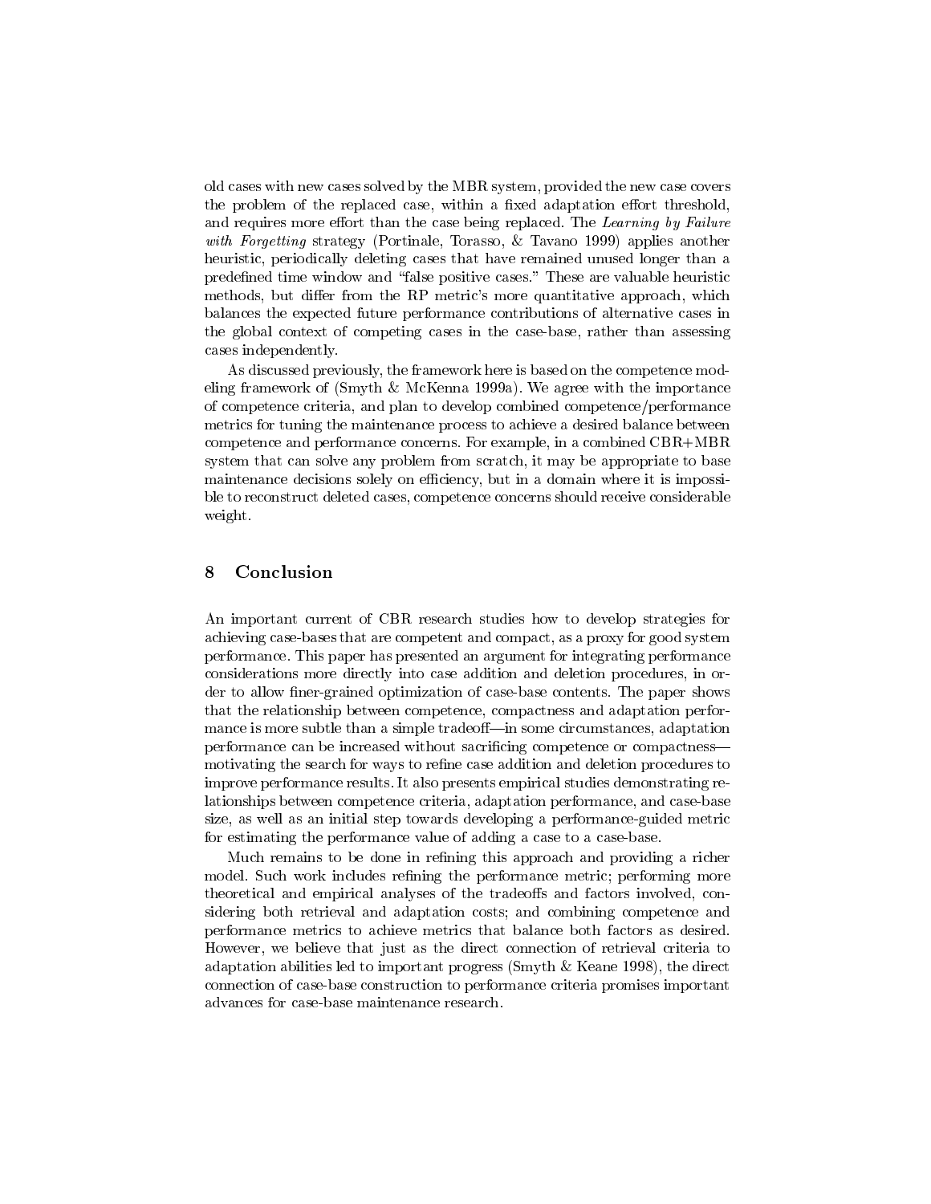old cases with new cases solved by the MBR system, provided the new case covers the problem of the replaced case, within a fixed adaptation effort threshold, and requires more effort than the case being replaced. The *Learning by Failure with Forgetting* strategy (Portinale, Torasso, & Tavano 1999) applies another heuristic, periodically deleting cases that have remained unused longer than a predefined time window and "false positive cases." These are valuable heuristic methods, but differ from the RP metric's more quantitative approach, which balances the expected future performance contributions of alternative cases in the global context of competing cases in the case-base, rather than assessing cases independently.

As discussed previously, the framework here is based on the competence modeling framework of (Smyth & McKenna 1999a). We agree with the importance of competence criteria, and plan to develop combined competence/performance metrics for tuning the maintenance process to achieve a desired balance between competence and performance concerns. For example, in a combined CBR+MBR system that can solve any problem from scratch, it may be appropriate to base maintenance decisions solely on efficiency, but in a domain where it is impossible to reconstruct deleted cases, competence concerns should receive considerable weight.

## 8 Conclusion

An important current of CBR research studies how to develop strategies for achieving case-bases that are competent and compact, as a proxy for good system performance. This paper has presented an argument for integrating performance considerations more directly into case addition and deletion procedures, in order to allow finer-grained optimization of case-base contents. The paper shows that the relationship between competence, compactness and adaptation performance is more subtle than a simple tradeoff—in some circumstances, adaptation performance can be increased without sacrificing competence or compactness—motivating the search for ways to refine case addition and deletion procedures to improve performance results. It also presents empirical studies demonstrating relationships between competence criteria, adaptation performance, and case-base size, as well as an initial step towards developing a performance-guided metric for estimating the performance value of adding a case to a case-base.

Much remains to be done in refining this approach and providing a richer model. Such work includes refining the performance metric; performing more theoretical and empirical analyses of the tradeoffs and factors involved, considering both retrieval and adaptation costs; and combining competence and performance metrics to achieve metrics that balance both factors as desired. However, we believe that just as the direct connection of retrieval criteria to adaptation abilities led to important progress (Smyth & Keane 1998), the direct connection of case-base construction to performance criteria promises important advances for case-base maintenance research.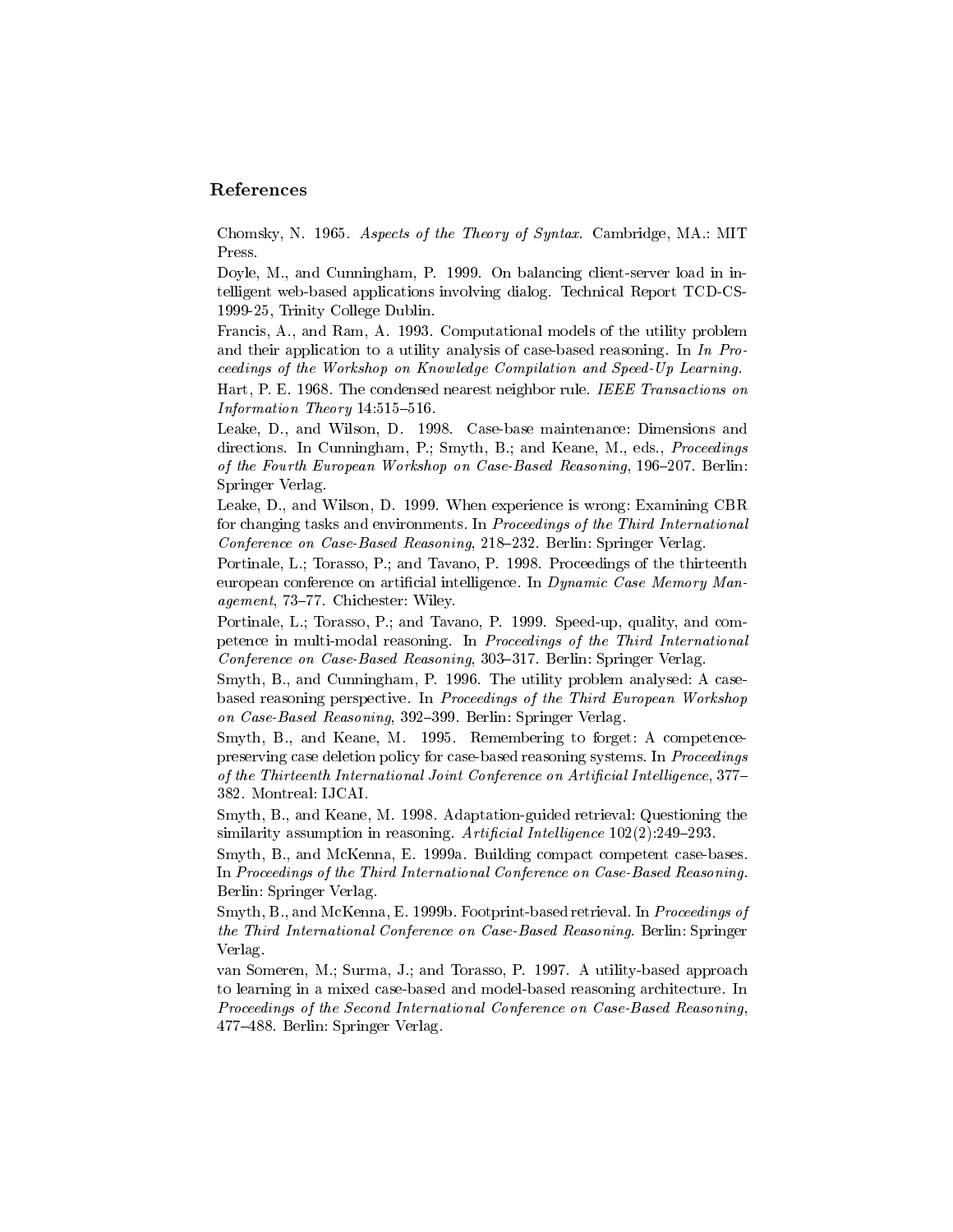## References

Chomsky, N. 1965. *Aspects of the Theory of Syntax*. Cambridge, MA.: MIT Press.

Doyle, M., and Cunningham, P. 1999. On balancing client-server load in intelligent web-based applications involving dialog. Technical Report TCD-CS-1999-25, Trinity College Dublin.

Francis, A., and Ram, A. 1993. Computational models of the utility problem and their application to a utility analysis of case-based reasoning. In *In Proceedings of the Workshop on Knowledge Compilation and Speed-Up Learning*.

Hart, P. E. 1968. The condensed nearest neighbor rule. *IEEE Transactions on Information Theory* 14:515–516.

Leake, D., and Wilson, D. 1998. Case-base maintenance: Dimensions and directions. In Cunningham, P.; Smyth, B.; and Keane, M., eds., *Proceedings of the Fourth European Workshop on Case-Based Reasoning*, 196–207. Berlin: Springer Verlag.

Leake, D., and Wilson, D. 1999. When experience is wrong: Examining CBR for changing tasks and environments. In *Proceedings of the Third International Conference on Case-Based Reasoning*, 218–232. Berlin: Springer Verlag.

Portinale, L.; Torasso, P.; and Tavano, P. 1998. Proceedings of the thirteenth european conference on artificial intelligence. In *Dynamic Case Memory Management*, 73–77. Chichester: Wiley.

Portinale, L.; Torasso, P.; and Tavano, P. 1999. Speed-up, quality, and competence in multi-modal reasoning. In *Proceedings of the Third International Conference on Case-Based Reasoning*, 303–317. Berlin: Springer Verlag.

Smyth, B., and Cunningham, P. 1996. The utility problem analysed: A case-based reasoning perspective. In *Proceedings of the Third European Workshop on Case-Based Reasoning*, 392–399. Berlin: Springer Verlag.

Smyth, B., and Keane, M. 1995. Remembering to forget: A competence-preserving case deletion policy for case-based reasoning systems. In *Proceedings of the Thirteenth International Joint Conference on Artificial Intelligence*, 377–382. Montreal: IJCAI.

Smyth, B., and Keane, M. 1998. Adaptation-guided retrieval: Questioning the similarity assumption in reasoning. *Artificial Intelligence* 102(2):249–293.

Smyth, B., and McKenna, E. 1999a. Building compact competent case-bases. In *Proceedings of the Third International Conference on Case-Based Reasoning*. Berlin: Springer Verlag.

Smyth, B., and McKenna, E. 1999b. Footprint-based retrieval. In *Proceedings of the Third International Conference on Case-Based Reasoning*. Berlin: Springer Verlag.

van Someren, M.; Surma, J.; and Torasso, P. 1997. A utility-based approach to learning in a mixed case-based and model-based reasoning architecture. In *Proceedings of the Second International Conference on Case-Based Reasoning*, 477–488. Berlin: Springer Verlag.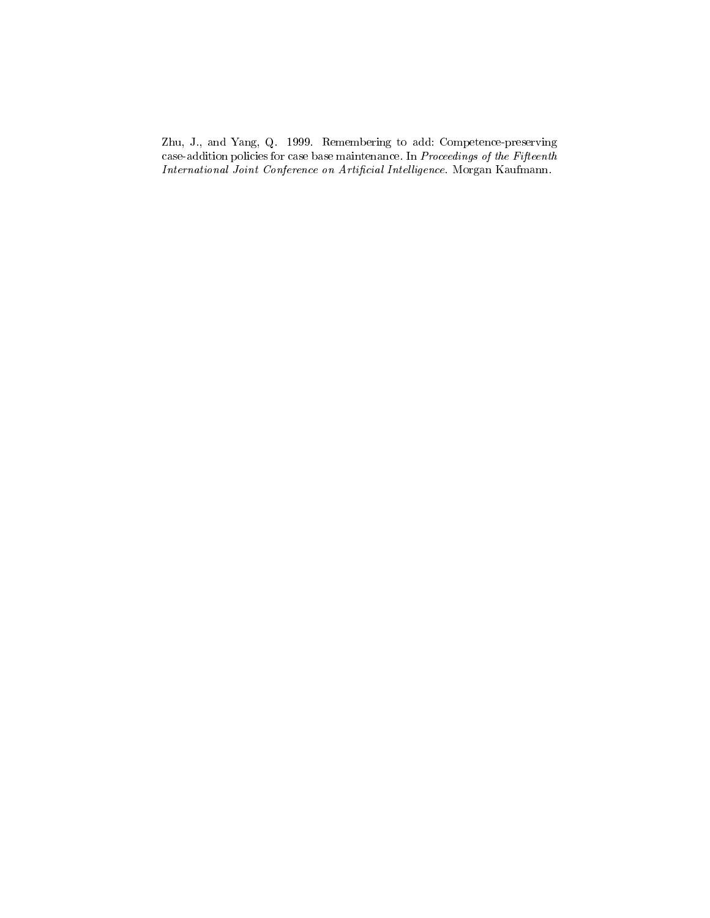Zhu, J., and Yang, Q. 1999. Remembering to add: Competence-preserving case-addition policies for case base maintenance. In *Proceedings of the Fifteenth International Joint Conference on Artificial Intelligence*. Morgan Kaufmann.